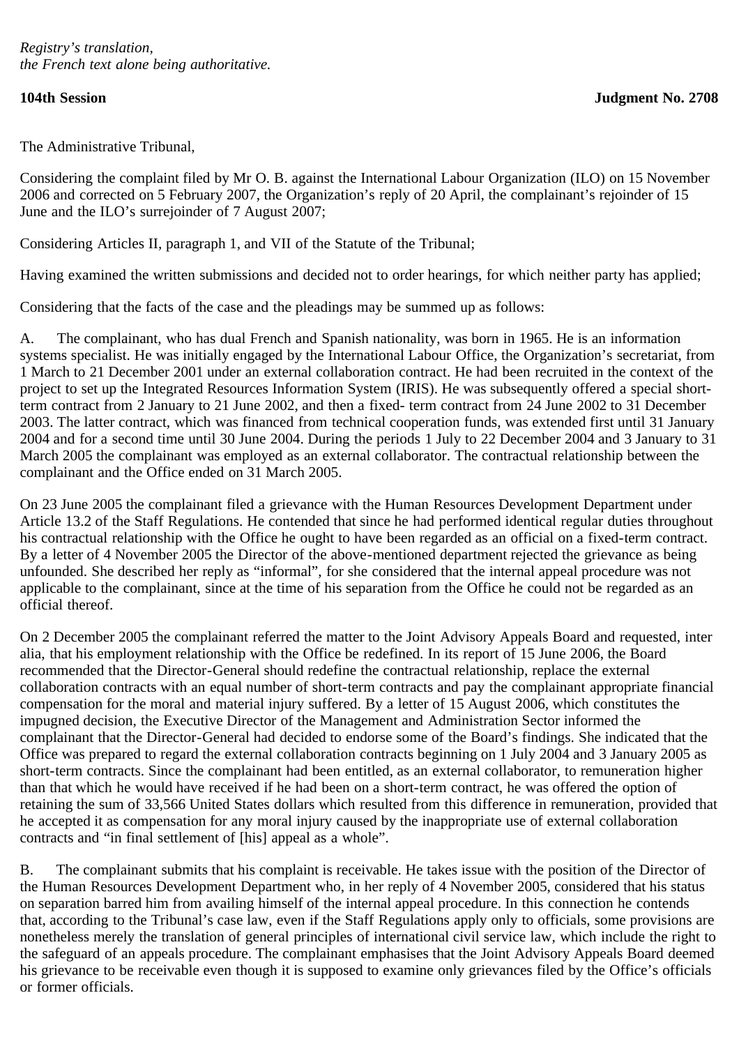*Registry's translation,*
*the French text alone being authoritative.*

**104th Session** **Judgment No. 2708**

The Administrative Tribunal,

Considering the complaint filed by Mr O. B. against the International Labour Organization (ILO) on 15 November 2006 and corrected on 5 February 2007, the Organization's reply of 20 April, the complainant's rejoinder of 15 June and the ILO's surrejoinder of 7 August 2007;

Considering Articles II, paragraph 1, and VII of the Statute of the Tribunal;

Having examined the written submissions and decided not to order hearings, for which neither party has applied;

Considering that the facts of the case and the pleadings may be summed up as follows:

A. The complainant, who has dual French and Spanish nationality, was born in 1965. He is an information systems specialist. He was initially engaged by the International Labour Office, the Organization's secretariat, from 1 March to 21 December 2001 under an external collaboration contract. He had been recruited in the context of the project to set up the Integrated Resources Information System (IRIS). He was subsequently offered a special short-term contract from 2 January to 21 June 2002, and then a fixed- term contract from 24 June 2002 to 31 December 2003. The latter contract, which was financed from technical cooperation funds, was extended first until 31 January 2004 and for a second time until 30 June 2004. During the periods 1 July to 22 December 2004 and 3 January to 31 March 2005 the complainant was employed as an external collaborator. The contractual relationship between the complainant and the Office ended on 31 March 2005.

On 23 June 2005 the complainant filed a grievance with the Human Resources Development Department under Article 13.2 of the Staff Regulations. He contended that since he had performed identical regular duties throughout his contractual relationship with the Office he ought to have been regarded as an official on a fixed-term contract. By a letter of 4 November 2005 the Director of the above-mentioned department rejected the grievance as being unfounded. She described her reply as "informal", for she considered that the internal appeal procedure was not applicable to the complainant, since at the time of his separation from the Office he could not be regarded as an official thereof.

On 2 December 2005 the complainant referred the matter to the Joint Advisory Appeals Board and requested, inter alia, that his employment relationship with the Office be redefined. In its report of 15 June 2006, the Board recommended that the Director-General should redefine the contractual relationship, replace the external collaboration contracts with an equal number of short-term contracts and pay the complainant appropriate financial compensation for the moral and material injury suffered. By a letter of 15 August 2006, which constitutes the impugned decision, the Executive Director of the Management and Administration Sector informed the complainant that the Director-General had decided to endorse some of the Board's findings. She indicated that the Office was prepared to regard the external collaboration contracts beginning on 1 July 2004 and 3 January 2005 as short-term contracts. Since the complainant had been entitled, as an external collaborator, to remuneration higher than that which he would have received if he had been on a short-term contract, he was offered the option of retaining the sum of 33,566 United States dollars which resulted from this difference in remuneration, provided that he accepted it as compensation for any moral injury caused by the inappropriate use of external collaboration contracts and "in final settlement of [his] appeal as a whole".

B. The complainant submits that his complaint is receivable. He takes issue with the position of the Director of the Human Resources Development Department who, in her reply of 4 November 2005, considered that his status on separation barred him from availing himself of the internal appeal procedure. In this connection he contends that, according to the Tribunal's case law, even if the Staff Regulations apply only to officials, some provisions are nonetheless merely the translation of general principles of international civil service law, which include the right to the safeguard of an appeals procedure. The complainant emphasises that the Joint Advisory Appeals Board deemed his grievance to be receivable even though it is supposed to examine only grievances filed by the Office's officials or former officials.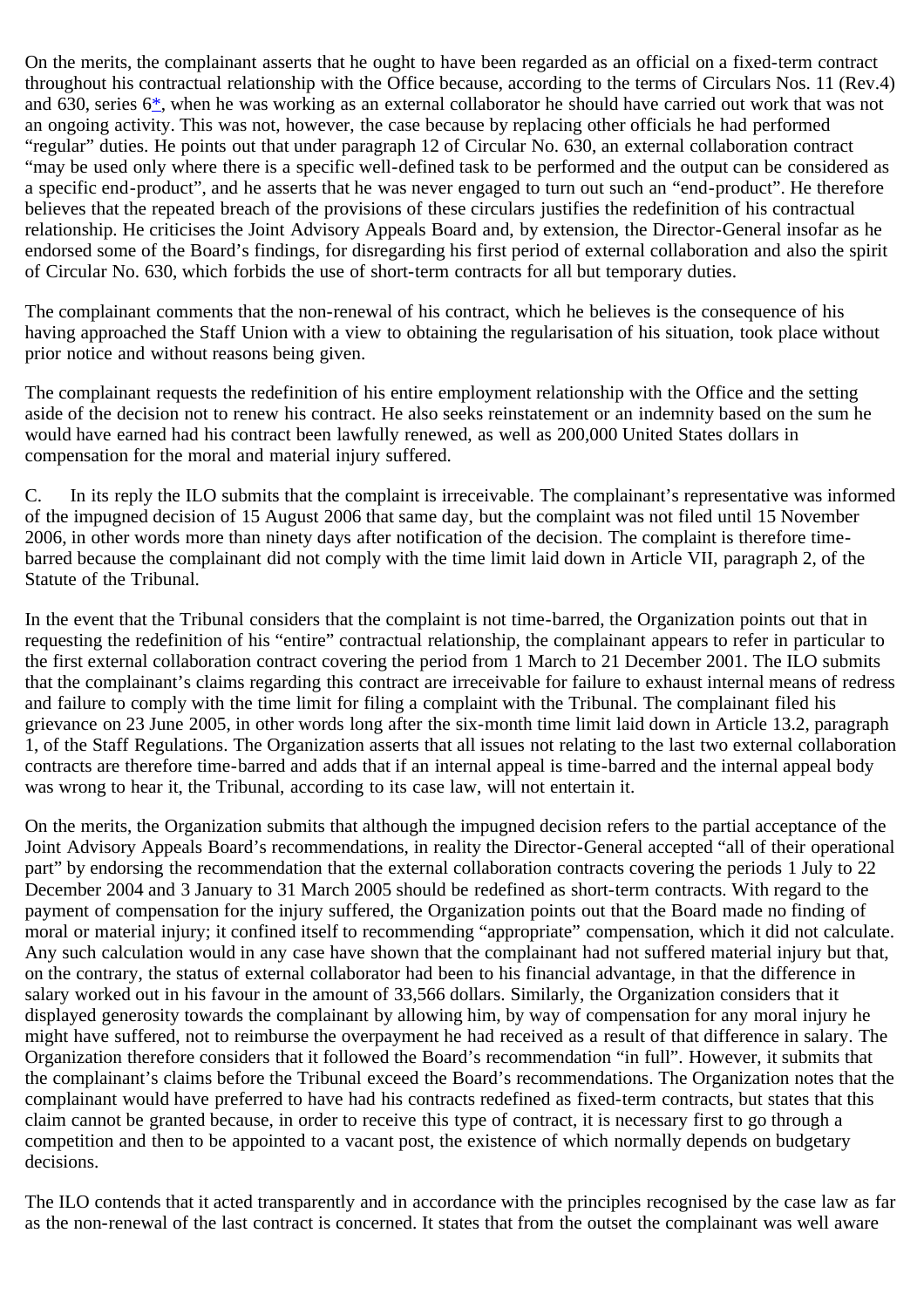On the merits, the complainant asserts that he ought to have been regarded as an official on a fixed-term contract throughout his contractual relationship with the Office because, according to the terms of Circulars Nos. 11 (Rev.4) and 630, series 6*, when he was working as an external collaborator he should have carried out work that was not an ongoing activity. This was not, however, the case because by replacing other officials he had performed "regular" duties. He points out that under paragraph 12 of Circular No. 630, an external collaboration contract "may be used only where there is a specific well-defined task to be performed and the output can be considered as a specific end-product", and he asserts that he was never engaged to turn out such an "end-product". He therefore believes that the repeated breach of the provisions of these circulars justifies the redefinition of his contractual relationship. He criticises the Joint Advisory Appeals Board and, by extension, the Director-General insofar as he endorsed some of the Board's findings, for disregarding his first period of external collaboration and also the spirit of Circular No. 630, which forbids the use of short-term contracts for all but temporary duties.

The complainant comments that the non-renewal of his contract, which he believes is the consequence of his having approached the Staff Union with a view to obtaining the regularisation of his situation, took place without prior notice and without reasons being given.

The complainant requests the redefinition of his entire employment relationship with the Office and the setting aside of the decision not to renew his contract. He also seeks reinstatement or an indemnity based on the sum he would have earned had his contract been lawfully renewed, as well as 200,000 United States dollars in compensation for the moral and material injury suffered.

C. In its reply the ILO submits that the complaint is irreceivable. The complainant's representative was informed of the impugned decision of 15 August 2006 that same day, but the complaint was not filed until 15 November 2006, in other words more than ninety days after notification of the decision. The complaint is therefore time-barred because the complainant did not comply with the time limit laid down in Article VII, paragraph 2, of the Statute of the Tribunal.

In the event that the Tribunal considers that the complaint is not time-barred, the Organization points out that in requesting the redefinition of his "entire" contractual relationship, the complainant appears to refer in particular to the first external collaboration contract covering the period from 1 March to 21 December 2001. The ILO submits that the complainant's claims regarding this contract are irreceivable for failure to exhaust internal means of redress and failure to comply with the time limit for filing a complaint with the Tribunal. The complainant filed his grievance on 23 June 2005, in other words long after the six-month time limit laid down in Article 13.2, paragraph 1, of the Staff Regulations. The Organization asserts that all issues not relating to the last two external collaboration contracts are therefore time-barred and adds that if an internal appeal is time-barred and the internal appeal body was wrong to hear it, the Tribunal, according to its case law, will not entertain it.

On the merits, the Organization submits that although the impugned decision refers to the partial acceptance of the Joint Advisory Appeals Board's recommendations, in reality the Director-General accepted "all of their operational part" by endorsing the recommendation that the external collaboration contracts covering the periods 1 July to 22 December 2004 and 3 January to 31 March 2005 should be redefined as short-term contracts. With regard to the payment of compensation for the injury suffered, the Organization points out that the Board made no finding of moral or material injury; it confined itself to recommending "appropriate" compensation, which it did not calculate. Any such calculation would in any case have shown that the complainant had not suffered material injury but that, on the contrary, the status of external collaborator had been to his financial advantage, in that the difference in salary worked out in his favour in the amount of 33,566 dollars. Similarly, the Organization considers that it displayed generosity towards the complainant by allowing him, by way of compensation for any moral injury he might have suffered, not to reimburse the overpayment he had received as a result of that difference in salary. The Organization therefore considers that it followed the Board's recommendation "in full". However, it submits that the complainant's claims before the Tribunal exceed the Board's recommendations. The Organization notes that the complainant would have preferred to have had his contracts redefined as fixed-term contracts, but states that this claim cannot be granted because, in order to receive this type of contract, it is necessary first to go through a competition and then to be appointed to a vacant post, the existence of which normally depends on budgetary decisions.

The ILO contends that it acted transparently and in accordance with the principles recognised by the case law as far as the non-renewal of the last contract is concerned. It states that from the outset the complainant was well aware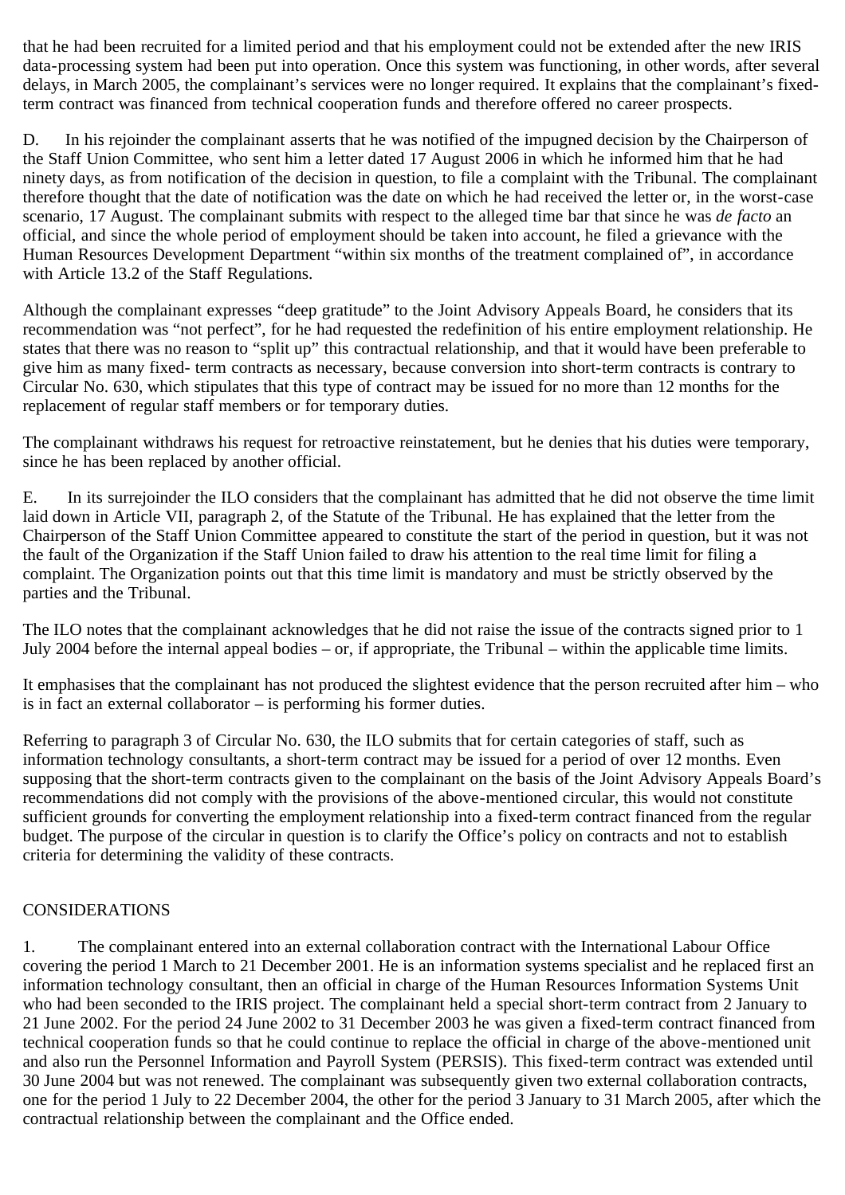that he had been recruited for a limited period and that his employment could not be extended after the new IRIS data-processing system had been put into operation. Once this system was functioning, in other words, after several delays, in March 2005, the complainant's services were no longer required. It explains that the complainant's fixed-term contract was financed from technical cooperation funds and therefore offered no career prospects.

D. In his rejoinder the complainant asserts that he was notified of the impugned decision by the Chairperson of the Staff Union Committee, who sent him a letter dated 17 August 2006 in which he informed him that he had ninety days, as from notification of the decision in question, to file a complaint with the Tribunal. The complainant therefore thought that the date of notification was the date on which he had received the letter or, in the worst-case scenario, 17 August. The complainant submits with respect to the alleged time bar that since he was *de facto* an official, and since the whole period of employment should be taken into account, he filed a grievance with the Human Resources Development Department "within six months of the treatment complained of", in accordance with Article 13.2 of the Staff Regulations.

Although the complainant expresses "deep gratitude" to the Joint Advisory Appeals Board, he considers that its recommendation was "not perfect", for he had requested the redefinition of his entire employment relationship. He states that there was no reason to "split up" this contractual relationship, and that it would have been preferable to give him as many fixed- term contracts as necessary, because conversion into short-term contracts is contrary to Circular No. 630, which stipulates that this type of contract may be issued for no more than 12 months for the replacement of regular staff members or for temporary duties.

The complainant withdraws his request for retroactive reinstatement, but he denies that his duties were temporary, since he has been replaced by another official.

E. In its surrejoinder the ILO considers that the complainant has admitted that he did not observe the time limit laid down in Article VII, paragraph 2, of the Statute of the Tribunal. He has explained that the letter from the Chairperson of the Staff Union Committee appeared to constitute the start of the period in question, but it was not the fault of the Organization if the Staff Union failed to draw his attention to the real time limit for filing a complaint. The Organization points out that this time limit is mandatory and must be strictly observed by the parties and the Tribunal.

The ILO notes that the complainant acknowledges that he did not raise the issue of the contracts signed prior to 1 July 2004 before the internal appeal bodies – or, if appropriate, the Tribunal – within the applicable time limits.

It emphasises that the complainant has not produced the slightest evidence that the person recruited after him – who is in fact an external collaborator – is performing his former duties.

Referring to paragraph 3 of Circular No. 630, the ILO submits that for certain categories of staff, such as information technology consultants, a short-term contract may be issued for a period of over 12 months. Even supposing that the short-term contracts given to the complainant on the basis of the Joint Advisory Appeals Board's recommendations did not comply with the provisions of the above-mentioned circular, this would not constitute sufficient grounds for converting the employment relationship into a fixed-term contract financed from the regular budget. The purpose of the circular in question is to clarify the Office's policy on contracts and not to establish criteria for determining the validity of these contracts.

CONSIDERATIONS

1. The complainant entered into an external collaboration contract with the International Labour Office covering the period 1 March to 21 December 2001. He is an information systems specialist and he replaced first an information technology consultant, then an official in charge of the Human Resources Information Systems Unit who had been seconded to the IRIS project. The complainant held a special short-term contract from 2 January to 21 June 2002. For the period 24 June 2002 to 31 December 2003 he was given a fixed-term contract financed from technical cooperation funds so that he could continue to replace the official in charge of the above-mentioned unit and also run the Personnel Information and Payroll System (PERSIS). This fixed-term contract was extended until 30 June 2004 but was not renewed. The complainant was subsequently given two external collaboration contracts, one for the period 1 July to 22 December 2004, the other for the period 3 January to 31 March 2005, after which the contractual relationship between the complainant and the Office ended.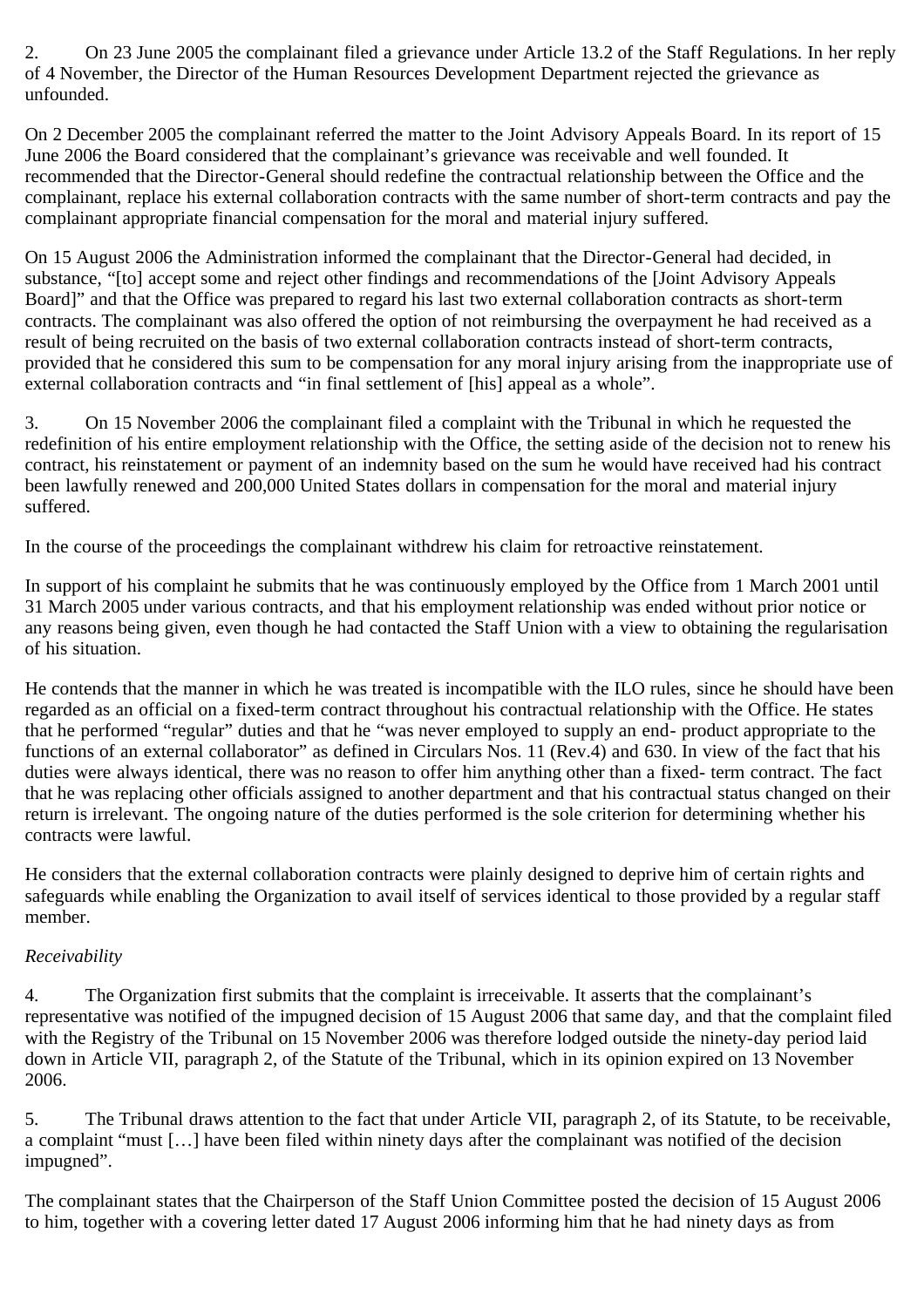2. On 23 June 2005 the complainant filed a grievance under Article 13.2 of the Staff Regulations. In her reply of 4 November, the Director of the Human Resources Development Department rejected the grievance as unfounded.

On 2 December 2005 the complainant referred the matter to the Joint Advisory Appeals Board. In its report of 15 June 2006 the Board considered that the complainant's grievance was receivable and well founded. It recommended that the Director-General should redefine the contractual relationship between the Office and the complainant, replace his external collaboration contracts with the same number of short-term contracts and pay the complainant appropriate financial compensation for the moral and material injury suffered.

On 15 August 2006 the Administration informed the complainant that the Director-General had decided, in substance, "[to] accept some and reject other findings and recommendations of the [Joint Advisory Appeals Board]" and that the Office was prepared to regard his last two external collaboration contracts as short-term contracts. The complainant was also offered the option of not reimbursing the overpayment he had received as a result of being recruited on the basis of two external collaboration contracts instead of short-term contracts, provided that he considered this sum to be compensation for any moral injury arising from the inappropriate use of external collaboration contracts and "in final settlement of [his] appeal as a whole".

3. On 15 November 2006 the complainant filed a complaint with the Tribunal in which he requested the redefinition of his entire employment relationship with the Office, the setting aside of the decision not to renew his contract, his reinstatement or payment of an indemnity based on the sum he would have received had his contract been lawfully renewed and 200,000 United States dollars in compensation for the moral and material injury suffered.

In the course of the proceedings the complainant withdrew his claim for retroactive reinstatement.

In support of his complaint he submits that he was continuously employed by the Office from 1 March 2001 until 31 March 2005 under various contracts, and that his employment relationship was ended without prior notice or any reasons being given, even though he had contacted the Staff Union with a view to obtaining the regularisation of his situation.

He contends that the manner in which he was treated is incompatible with the ILO rules, since he should have been regarded as an official on a fixed-term contract throughout his contractual relationship with the Office. He states that he performed "regular" duties and that he "was never employed to supply an end- product appropriate to the functions of an external collaborator" as defined in Circulars Nos. 11 (Rev.4) and 630. In view of the fact that his duties were always identical, there was no reason to offer him anything other than a fixed- term contract. The fact that he was replacing other officials assigned to another department and that his contractual status changed on their return is irrelevant. The ongoing nature of the duties performed is the sole criterion for determining whether his contracts were lawful.

He considers that the external collaboration contracts were plainly designed to deprive him of certain rights and safeguards while enabling the Organization to avail itself of services identical to those provided by a regular staff member.

*Receivability*

4. The Organization first submits that the complaint is irreceivable. It asserts that the complainant's representative was notified of the impugned decision of 15 August 2006 that same day, and that the complaint filed with the Registry of the Tribunal on 15 November 2006 was therefore lodged outside the ninety-day period laid down in Article VII, paragraph 2, of the Statute of the Tribunal, which in its opinion expired on 13 November 2006.

5. The Tribunal draws attention to the fact that under Article VII, paragraph 2, of its Statute, to be receivable, a complaint "must […] have been filed within ninety days after the complainant was notified of the decision impugned".

The complainant states that the Chairperson of the Staff Union Committee posted the decision of 15 August 2006 to him, together with a covering letter dated 17 August 2006 informing him that he had ninety days as from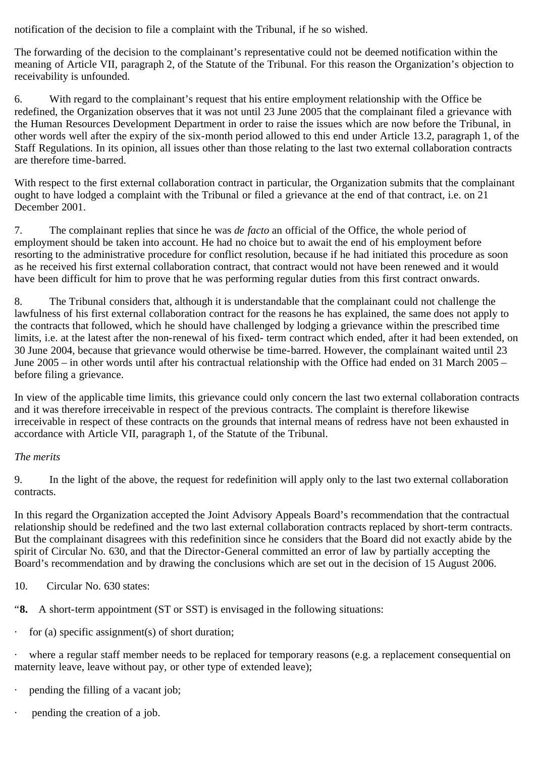notification of the decision to file a complaint with the Tribunal, if he so wished.

The forwarding of the decision to the complainant's representative could not be deemed notification within the meaning of Article VII, paragraph 2, of the Statute of the Tribunal. For this reason the Organization's objection to receivability is unfounded.

6. With regard to the complainant's request that his entire employment relationship with the Office be redefined, the Organization observes that it was not until 23 June 2005 that the complainant filed a grievance with the Human Resources Development Department in order to raise the issues which are now before the Tribunal, in other words well after the expiry of the six-month period allowed to this end under Article 13.2, paragraph 1, of the Staff Regulations. In its opinion, all issues other than those relating to the last two external collaboration contracts are therefore time-barred.

With respect to the first external collaboration contract in particular, the Organization submits that the complainant ought to have lodged a complaint with the Tribunal or filed a grievance at the end of that contract, i.e. on 21 December 2001.

7. The complainant replies that since he was *de facto* an official of the Office, the whole period of employment should be taken into account. He had no choice but to await the end of his employment before resorting to the administrative procedure for conflict resolution, because if he had initiated this procedure as soon as he received his first external collaboration contract, that contract would not have been renewed and it would have been difficult for him to prove that he was performing regular duties from this first contract onwards.

8. The Tribunal considers that, although it is understandable that the complainant could not challenge the lawfulness of his first external collaboration contract for the reasons he has explained, the same does not apply to the contracts that followed, which he should have challenged by lodging a grievance within the prescribed time limits, i.e. at the latest after the non-renewal of his fixed- term contract which ended, after it had been extended, on 30 June 2004, because that grievance would otherwise be time-barred. However, the complainant waited until 23 June 2005 – in other words until after his contractual relationship with the Office had ended on 31 March 2005 – before filing a grievance.

In view of the applicable time limits, this grievance could only concern the last two external collaboration contracts and it was therefore irreceivable in respect of the previous contracts. The complaint is therefore likewise irreceivable in respect of these contracts on the grounds that internal means of redress have not been exhausted in accordance with Article VII, paragraph 1, of the Statute of the Tribunal.

*The merits*

9. In the light of the above, the request for redefinition will apply only to the last two external collaboration contracts.

In this regard the Organization accepted the Joint Advisory Appeals Board's recommendation that the contractual relationship should be redefined and the two last external collaboration contracts replaced by short-term contracts. But the complainant disagrees with this redefinition since he considers that the Board did not exactly abide by the spirit of Circular No. 630, and that the Director-General committed an error of law by partially accepting the Board's recommendation and by drawing the conclusions which are set out in the decision of 15 August 2006.

10. Circular No. 630 states:

"**8.** A short-term appointment (ST or SST) is envisaged in the following situations:

· for (a) specific assignment(s) of short duration;

· where a regular staff member needs to be replaced for temporary reasons (e.g. a replacement consequential on maternity leave, leave without pay, or other type of extended leave);

· pending the filling of a vacant job;

· pending the creation of a job.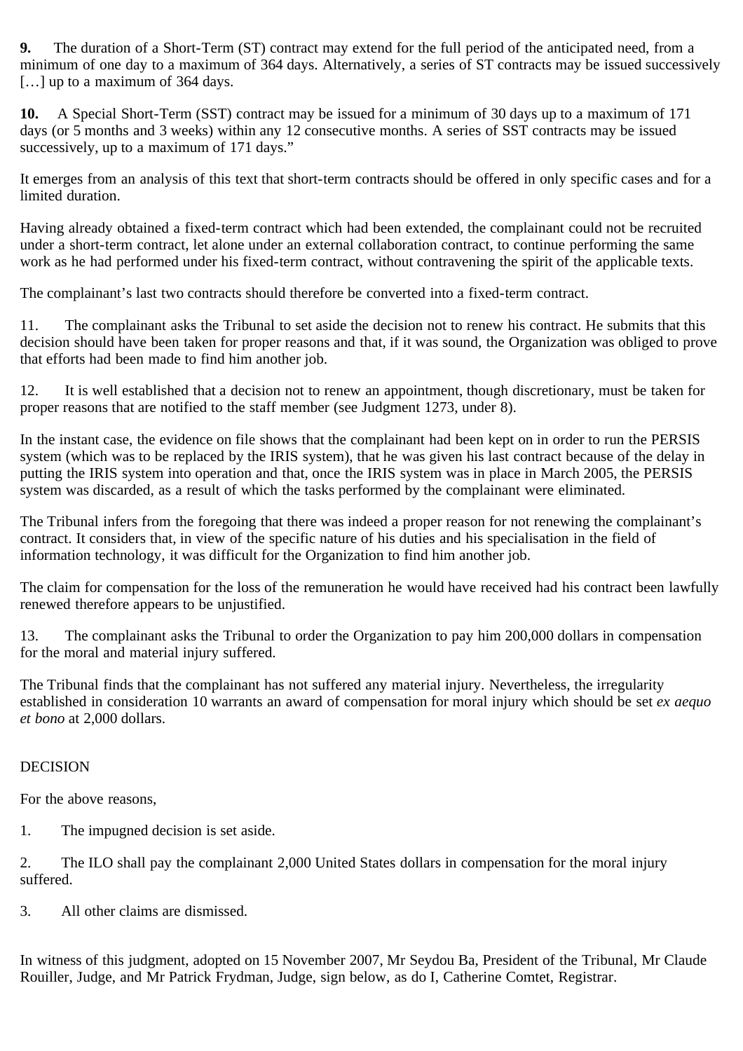**9.** The duration of a Short-Term (ST) contract may extend for the full period of the anticipated need, from a minimum of one day to a maximum of 364 days. Alternatively, a series of ST contracts may be issued successively […] up to a maximum of 364 days.

**10.** A Special Short-Term (SST) contract may be issued for a minimum of 30 days up to a maximum of 171 days (or 5 months and 3 weeks) within any 12 consecutive months. A series of SST contracts may be issued successively, up to a maximum of 171 days."

It emerges from an analysis of this text that short-term contracts should be offered in only specific cases and for a limited duration.

Having already obtained a fixed-term contract which had been extended, the complainant could not be recruited under a short-term contract, let alone under an external collaboration contract, to continue performing the same work as he had performed under his fixed-term contract, without contravening the spirit of the applicable texts.

The complainant's last two contracts should therefore be converted into a fixed-term contract.

11. The complainant asks the Tribunal to set aside the decision not to renew his contract. He submits that this decision should have been taken for proper reasons and that, if it was sound, the Organization was obliged to prove that efforts had been made to find him another job.

12. It is well established that a decision not to renew an appointment, though discretionary, must be taken for proper reasons that are notified to the staff member (see Judgment 1273, under 8).

In the instant case, the evidence on file shows that the complainant had been kept on in order to run the PERSIS system (which was to be replaced by the IRIS system), that he was given his last contract because of the delay in putting the IRIS system into operation and that, once the IRIS system was in place in March 2005, the PERSIS system was discarded, as a result of which the tasks performed by the complainant were eliminated.

The Tribunal infers from the foregoing that there was indeed a proper reason for not renewing the complainant's contract. It considers that, in view of the specific nature of his duties and his specialisation in the field of information technology, it was difficult for the Organization to find him another job.

The claim for compensation for the loss of the remuneration he would have received had his contract been lawfully renewed therefore appears to be unjustified.

13. The complainant asks the Tribunal to order the Organization to pay him 200,000 dollars in compensation for the moral and material injury suffered.

The Tribunal finds that the complainant has not suffered any material injury. Nevertheless, the irregularity established in consideration 10 warrants an award of compensation for moral injury which should be set *ex aequo et bono* at 2,000 dollars.

DECISION

For the above reasons,

1. The impugned decision is set aside.

2. The ILO shall pay the complainant 2,000 United States dollars in compensation for the moral injury suffered.

3. All other claims are dismissed.

In witness of this judgment, adopted on 15 November 2007, Mr Seydou Ba, President of the Tribunal, Mr Claude Rouiller, Judge, and Mr Patrick Frydman, Judge, sign below, as do I, Catherine Comtet, Registrar.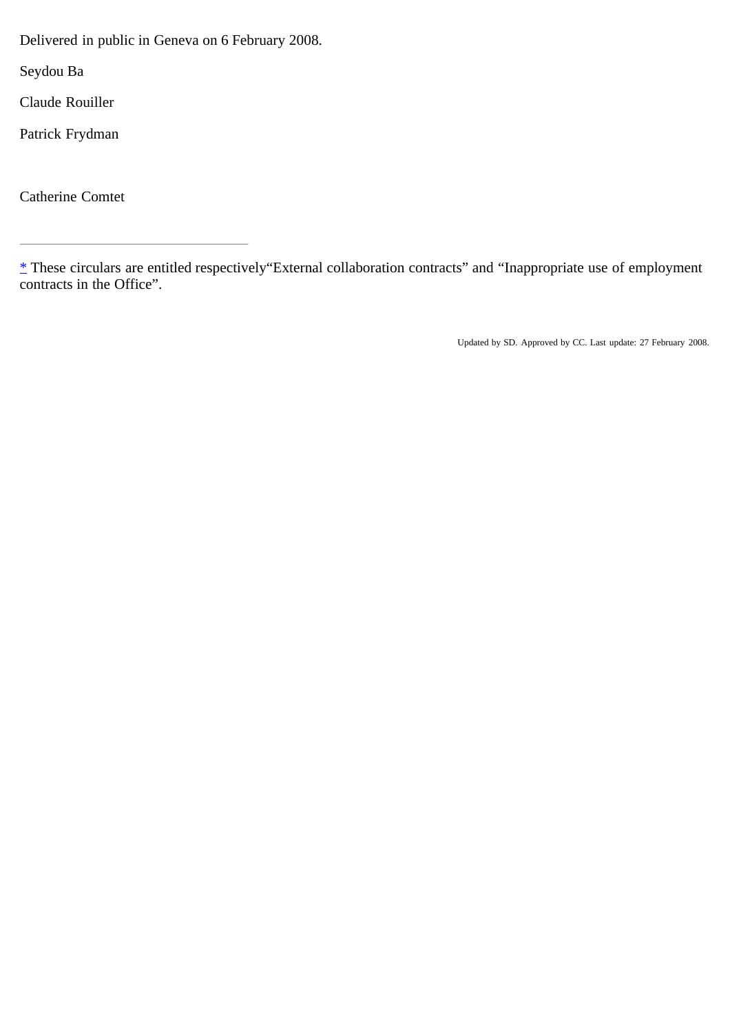Delivered in public in Geneva on 6 February 2008.

Seydou Ba

Claude Rouiller

Patrick Frydman

Catherine Comtet

---

* These circulars are entitled respectively“External collaboration contracts” and “Inappropriate use of employment contracts in the Office”.

Updated by SD. Approved by CC. Last update: 27 February 2008.